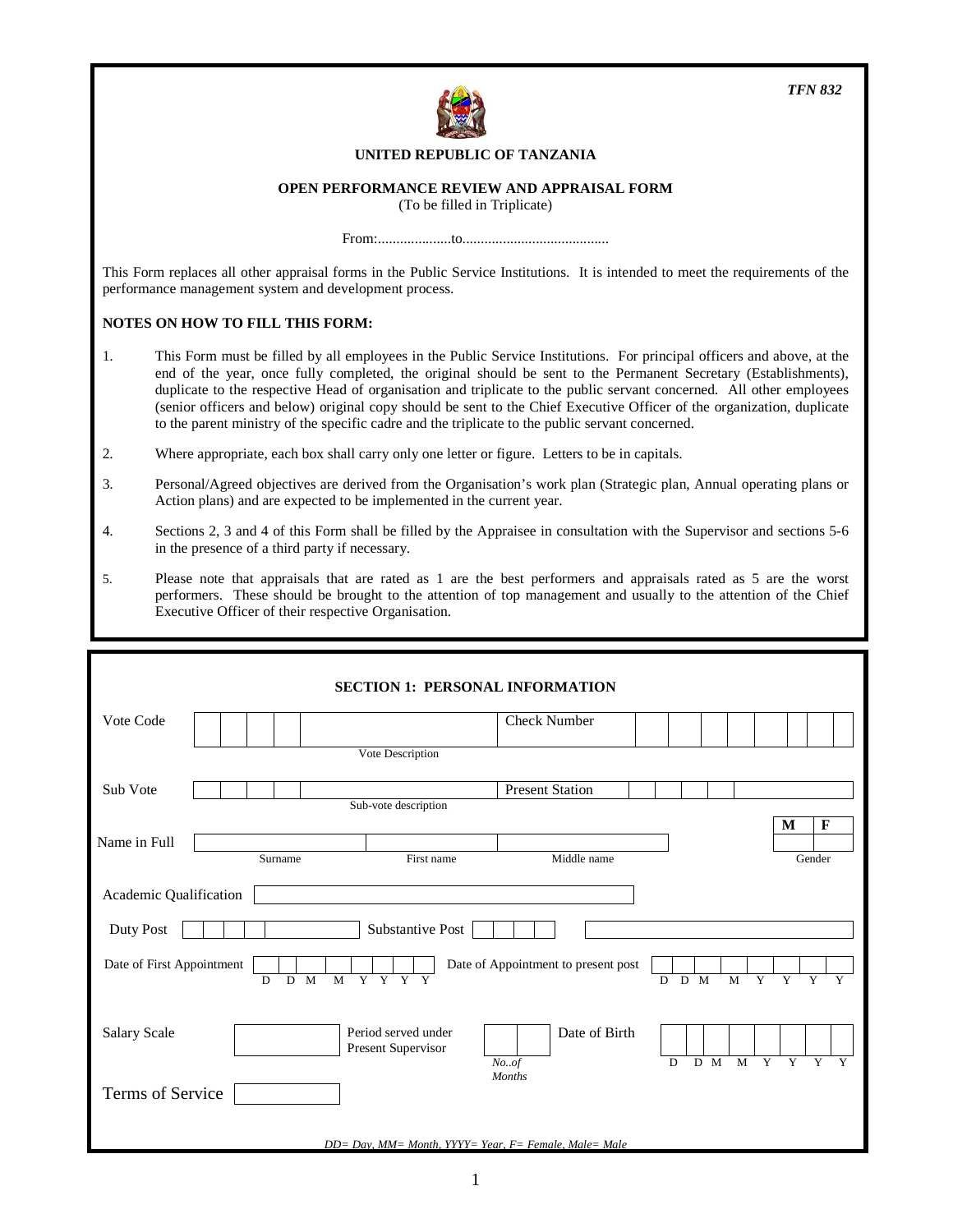*TFN 832*

**UNITED REPUBLIC OF TANZANIA**

**OPEN PERFORMANCE REVIEW AND APPRAISAL FORM**
(To be filled in Triplicate)

From:....................to........................................

This Form replaces all other appraisal forms in the Public Service Institutions. It is intended to meet the requirements of the performance management system and development process.

**NOTES ON HOW TO FILL THIS FORM:**

1. This Form must be filled by all employees in the Public Service Institutions. For principal officers and above, at the end of the year, once fully completed, the original should be sent to the Permanent Secretary (Establishments), duplicate to the respective Head of organisation and triplicate to the public servant concerned. All other employees (senior officers and below) original copy should be sent to the Chief Executive Officer of the organization, duplicate to the parent ministry of the specific cadre and the triplicate to the public servant concerned.
2. Where appropriate, each box shall carry only one letter or figure. Letters to be in capitals.
3. Personal/Agreed objectives are derived from the Organisation's work plan (Strategic plan, Annual operating plans or Action plans) and are expected to be implemented in the current year.
4. Sections 2, 3 and 4 of this Form shall be filled by the Appraisee in consultation with the Supervisor and sections 5-6 in the presence of a third party if necessary.
5. Please note that appraisals that are rated as 1 are the best performers and appraisals rated as 5 are the worst performers. These should be brought to the attention of top management and usually to the attention of the Chief Executive Officer of their respective Organisation.

## SECTION 1: PERSONAL INFORMATION

Vote Code | | | | | (Vote Description) Check Number | | | | | | | |

Sub Vote | | | | | (Sub-vote description) Present Station | | | | |

Name in Full | (Surname) | (First name) | (Middle name) | Gender: **M** | **F**

Academic Qualification | |

Duty Post | | | | | Substantive Post | | | | | |

Date of First Appointment | D D M M Y Y Y Y | Date of Appointment to present post | D D M M Y Y Y Y |

Salary Scale | | Period served under Present Supervisor | *No..of Months* | Date of Birth | D D M M Y Y Y Y |

Terms of Service | |

*DD= Day, MM= Month, YYYY= Year, F= Female, Male= Male*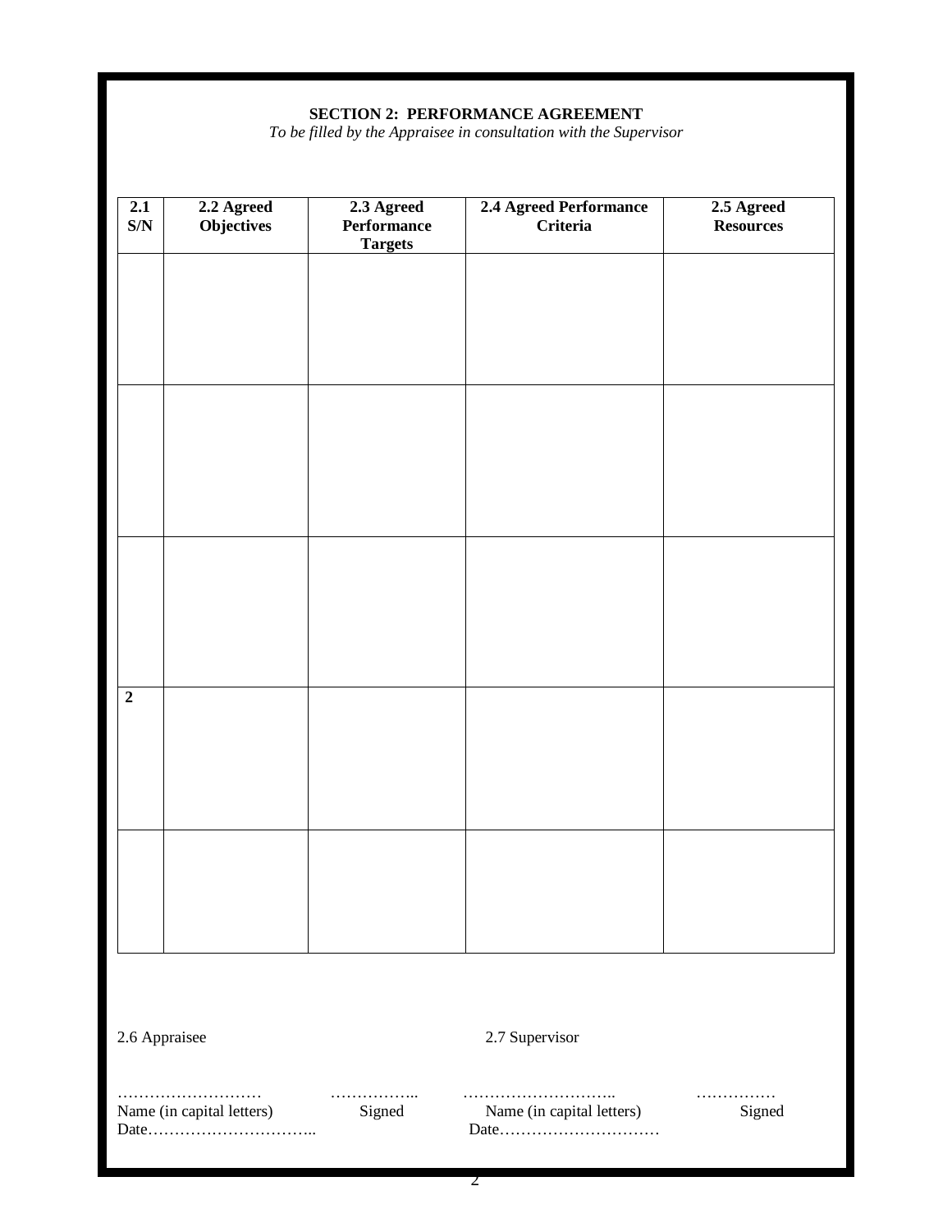**SECTION 2: PERFORMANCE AGREEMENT**

*To be filled by the Appraisee in consultation with the Supervisor*

| 2.1 S/N | 2.2 Agreed Objectives | 2.3 Agreed Performance Targets | 2.4 Agreed Performance Criteria | 2.5 Agreed Resources |
|---|---|---|---|---|
| | | | | |
| | | | | |
| | | | | |
| 2 | | | | |
| | | | | |

2.6 Appraisee

……………………… …………….. 
Name (in capital letters) Signed 
Date…………………………..

2.7 Supervisor

……………………….. ……………
Name (in capital letters) Signed 
Date…………………………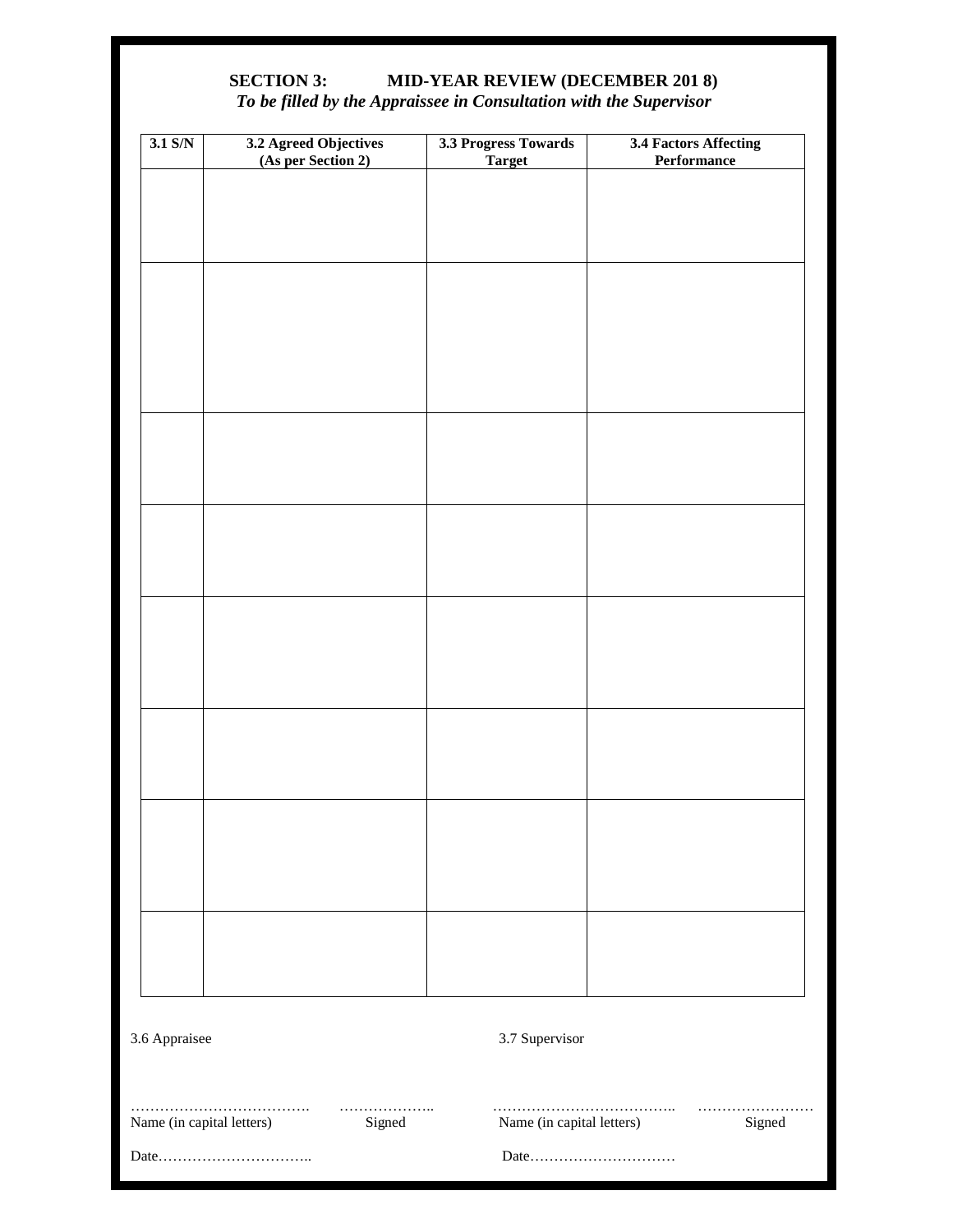## SECTION 3: MID-YEAR REVIEW (DECEMBER 201 8)

***To be filled by the Appraissee in Consultation with the Supervisor***

| 3.1 S/N | 3.2 Agreed Objectives (As per Section 2) | 3.3 Progress Towards Target | 3.4 Factors Affecting Performance |
|---|---|---|---|
| | | | |
| | | | |
| | | | |
| | | | |
| | | | |
| | | | |
| | | | |
| | | | |

3.6 Appraisee

……………………………… ………………..

Name (in capital letters) Signed

Date…………………………..

3.7 Supervisor

……………………………….. ……………………

Name (in capital letters) Signed

Date…………………………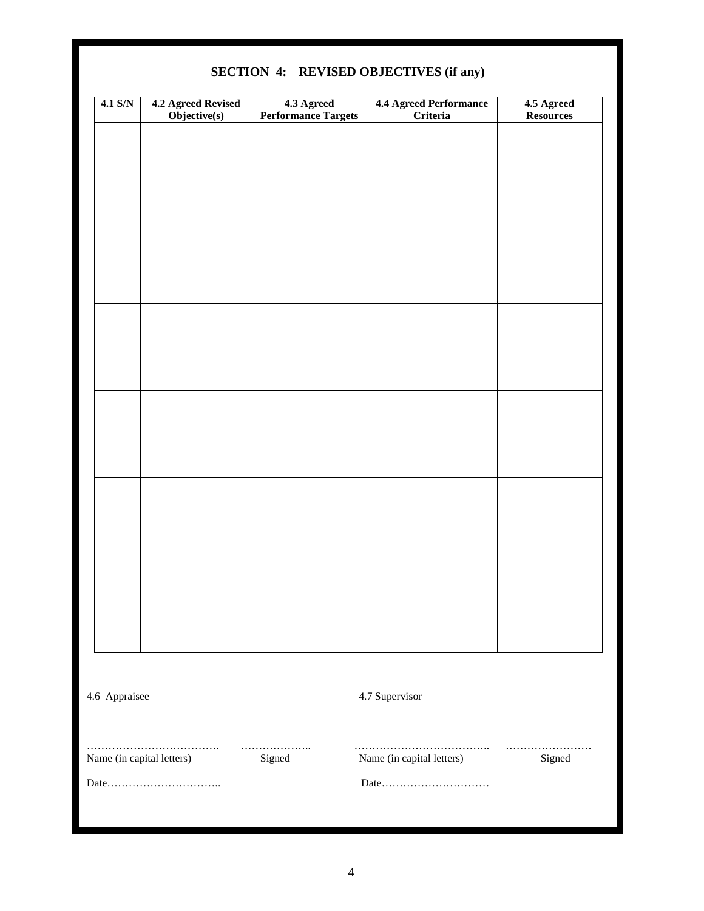## SECTION 4: REVISED OBJECTIVES (if any)

| 4.1 S/N | 4.2 Agreed Revised Objective(s) | 4.3 Agreed Performance Targets | 4.4 Agreed Performance Criteria | 4.5 Agreed Resources |
|---|---|---|---|---|
| | | | | |
| | | | | |
| | | | | |
| | | | | |
| | | | | |
| | | | | |

4.6 Appraisee

………………………………. ………………..
Name (in capital letters) Signed

Date…………………………..

4.7 Supervisor

……………………………….. ……………………
Name (in capital letters) Signed

Date…………………………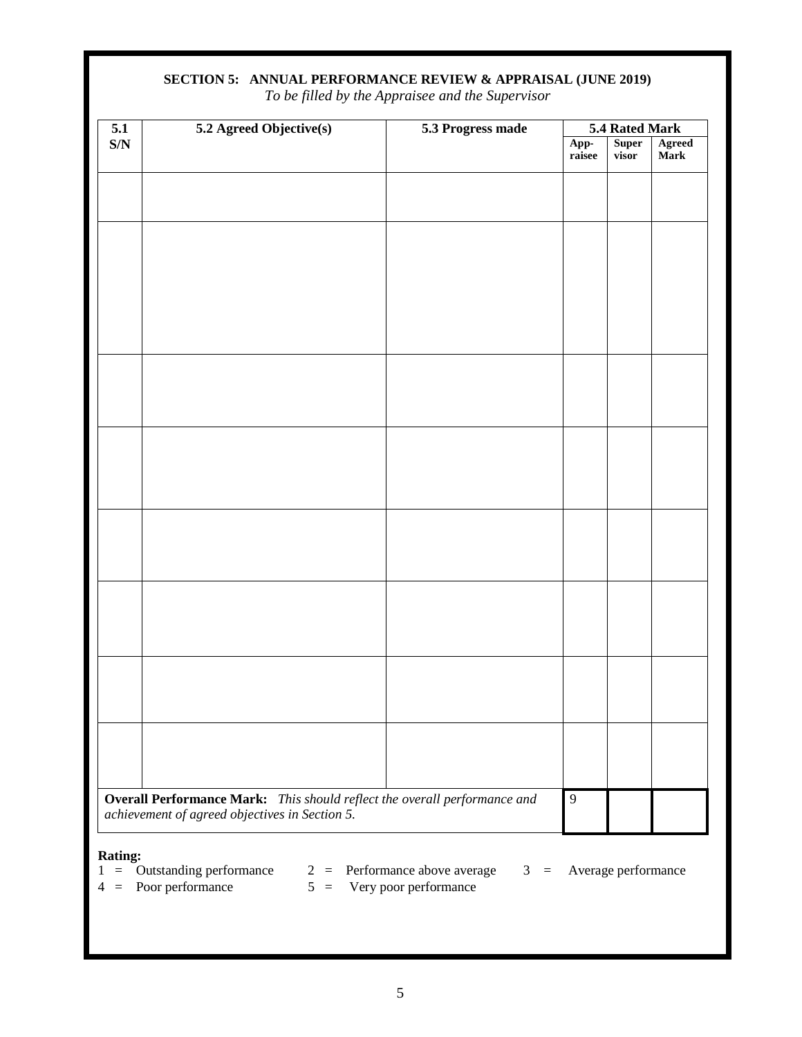**SECTION 5: ANNUAL PERFORMANCE REVIEW & APPRAISAL (JUNE 2019)**

*To be filled by the Appraisee and the Supervisor*

| 5.1 S/N | 5.2 Agreed Objective(s) | 5.3 Progress made | 5.4 Rated Mark | | |
|---|---|---|---|---|---|
| | | | App-raisee | Super visor | Agreed Mark |
| | | | | | |
| | | | | | |
| | | | | | |
| | | | | | |
| | | | | | |
| | | | | | |
| | | | | | |
| | | | | | |
| **Overall Performance Mark:** *This should reflect the overall performance and achievement of agreed objectives in Section 5.* | | | 9 | | |

**Rating:**

1 = Outstanding performance   2 = Performance above average   3 = Average performance
4 = Poor performance   5 = Very poor performance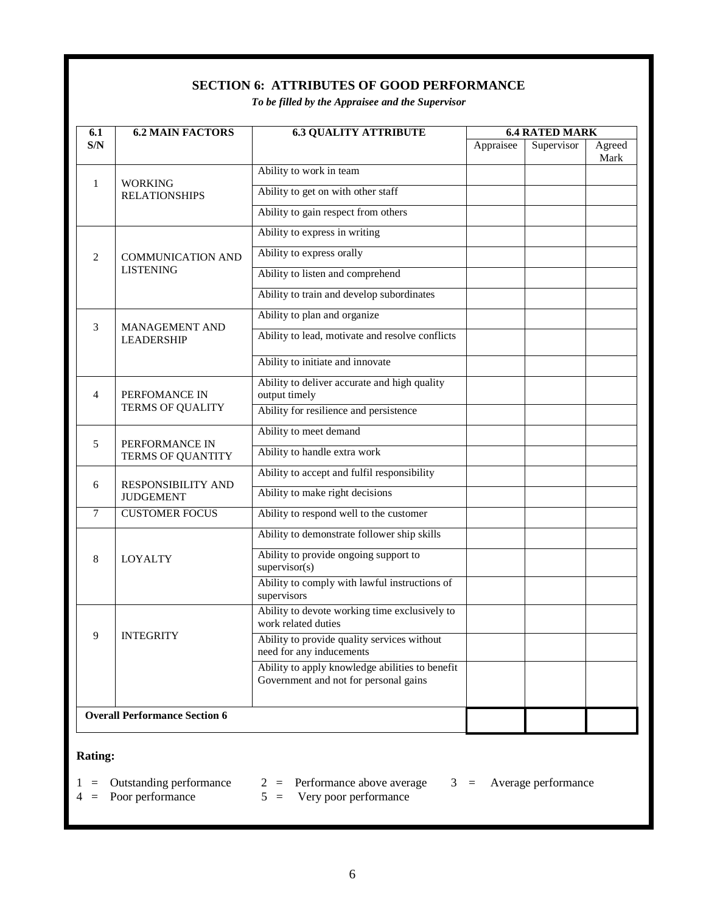## SECTION 6: ATTRIBUTES OF GOOD PERFORMANCE

*To be filled by the Appraisee and the Supervisor*

| 6.1 S/N | 6.2 MAIN FACTORS | 6.3 QUALITY ATTRIBUTE | 6.4 RATED MARK | | |
|---|---|---|---|---|---|
| | | | Appraisee | Supervisor | Agreed Mark |
| 1 | WORKING RELATIONSHIPS | Ability to work in team | | | |
| | | Ability to get on with other staff | | | |
| | | Ability to gain respect from others | | | |
| 2 | COMMUNICATION AND LISTENING | Ability to express in writing | | | |
| | | Ability to express orally | | | |
| | | Ability to listen and comprehend | | | |
| | | Ability to train and develop subordinates | | | |
| 3 | MANAGEMENT AND LEADERSHIP | Ability to plan and organize | | | |
| | | Ability to lead, motivate and resolve conflicts | | | |
| | | Ability to initiate and innovate | | | |
| 4 | PERFOMANCE IN TERMS OF QUALITY | Ability to deliver accurate and high quality output timely | | | |
| | | Ability for resilience and persistence | | | |
| 5 | PERFORMANCE IN TERMS OF QUANTITY | Ability to meet demand | | | |
| | | Ability to handle extra work | | | |
| 6 | RESPONSIBILITY AND JUDGEMENT | Ability to accept and fulfil responsibility | | | |
| | | Ability to make right decisions | | | |
| 7 | CUSTOMER FOCUS | Ability to respond well to the customer | | | |
| 8 | LOYALTY | Ability to demonstrate follower ship skills | | | |
| | | Ability to provide ongoing support to supervisor(s) | | | |
| | | Ability to comply with lawful instructions of supervisors | | | |
| 9 | INTEGRITY | Ability to devote working time exclusively to work related duties | | | |
| | | Ability to provide quality services without need for any inducements | | | |
| | | Ability to apply knowledge abilities to benefit Government and not for personal gains | | | |
| **Overall Performance Section 6** | | | | | |

**Rating:**

1 = Outstanding performance  2 = Performance above average  3 = Average performance
4 = Poor performance  5 = Very poor performance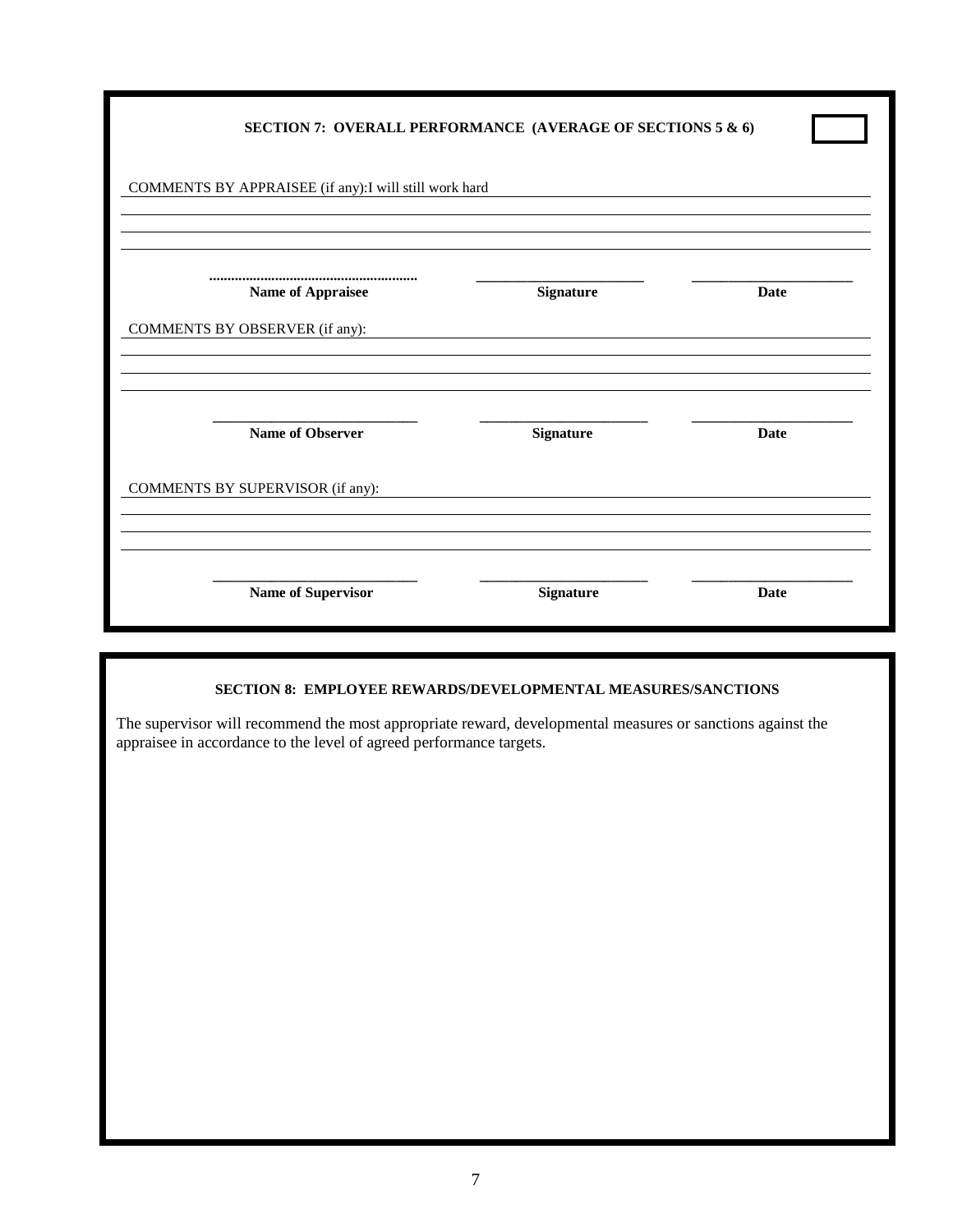## SECTION 7: OVERALL PERFORMANCE (AVERAGE OF SECTIONS 5 & 6)

COMMENTS BY APPRAISEE (if any):I will still work hard

| | | |
|---|---|---|
| ........................................................ | ______________________ | ______________________ |
| **Name of Appraisee** | **Signature** | **Date** |

COMMENTS BY OBSERVER (if any):

| | | |
|---|---|---|
| ______________________ | ______________________ | ______________________ |
| **Name of Observer** | **Signature** | **Date** |

COMMENTS BY SUPERVISOR (if any):

| | | |
|---|---|---|
| ______________________ | ______________________ | ______________________ |
| **Name of Supervisor** | **Signature** | **Date** |

## SECTION 8: EMPLOYEE REWARDS/DEVELOPMENTAL MEASURES/SANCTIONS

The supervisor will recommend the most appropriate reward, developmental measures or sanctions against the appraisee in accordance to the level of agreed performance targets.